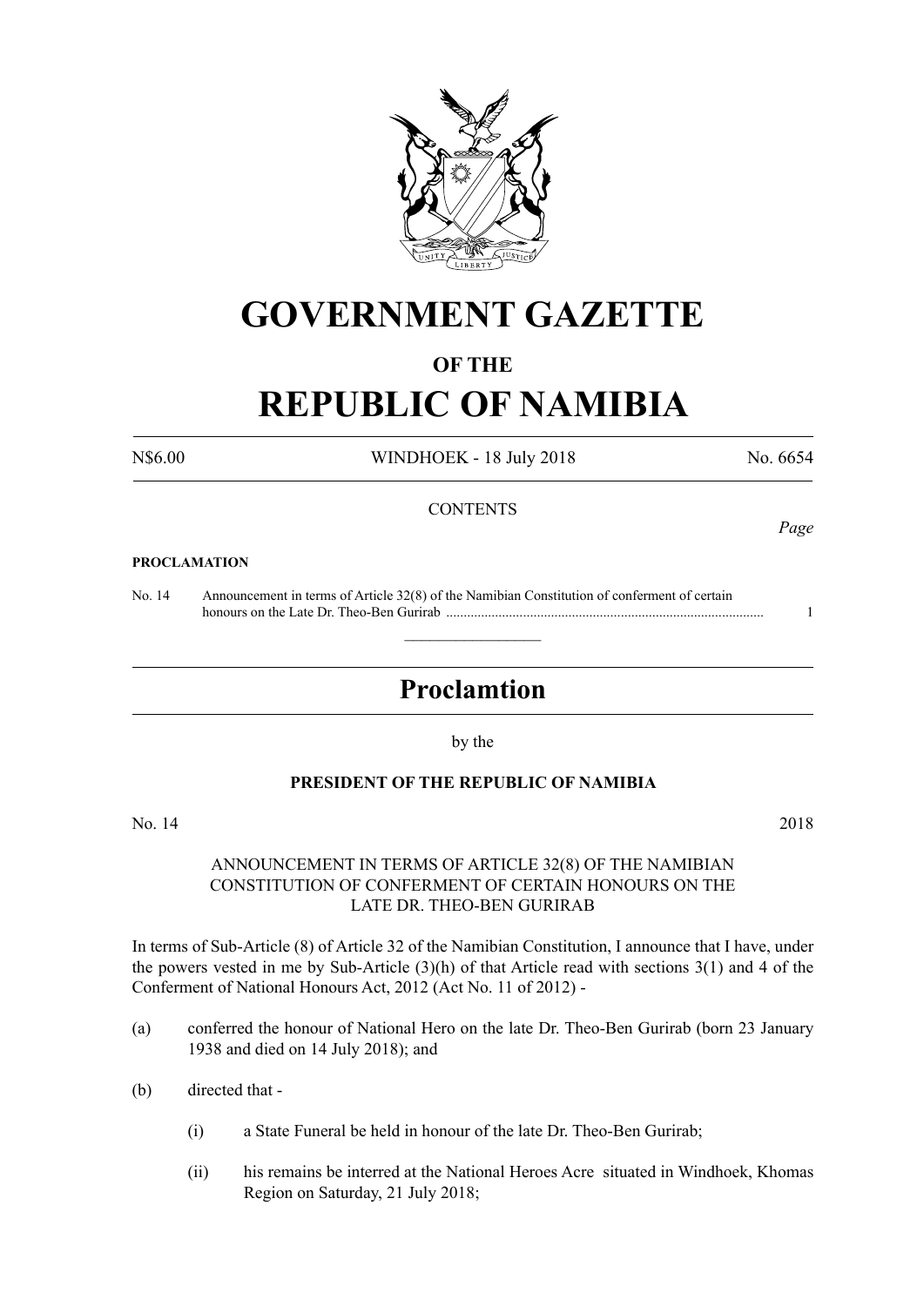# GOVERNMENT GAZETTE

## OF THE

# REPUBLIC OF NAMIBIA

N$6.00 WINDHOEK - 18 July 2018 No. 6654

CONTENTS

*Page*

**PROCLAMATION**

No. 14 Announcement in terms of Article 32(8) of the Namibian Constitution of conferment of certain honours on the Late Dr. Theo-Ben Gurirab ........................................................................................... 1

---

## Proclamtion

by the

**PRESIDENT OF THE REPUBLIC OF NAMIBIA**

No. 14 2018

ANNOUNCEMENT IN TERMS OF ARTICLE 32(8) OF THE NAMIBIAN CONSTITUTION OF CONFERMENT OF CERTAIN HONOURS ON THE LATE DR. THEO-BEN GURIRAB

In terms of Sub-Article (8) of Article 32 of the Namibian Constitution, I announce that I have, under the powers vested in me by Sub-Article (3)(h) of that Article read with sections 3(1) and 4 of the Conferment of National Honours Act, 2012 (Act No. 11 of 2012) -

(a) conferred the honour of National Hero on the late Dr. Theo-Ben Gurirab (born 23 January 1938 and died on 14 July 2018); and

(b) directed that -

(i) a State Funeral be held in honour of the late Dr. Theo-Ben Gurirab;

(ii) his remains be interred at the National Heroes Acre situated in Windhoek, Khomas Region on Saturday, 21 July 2018;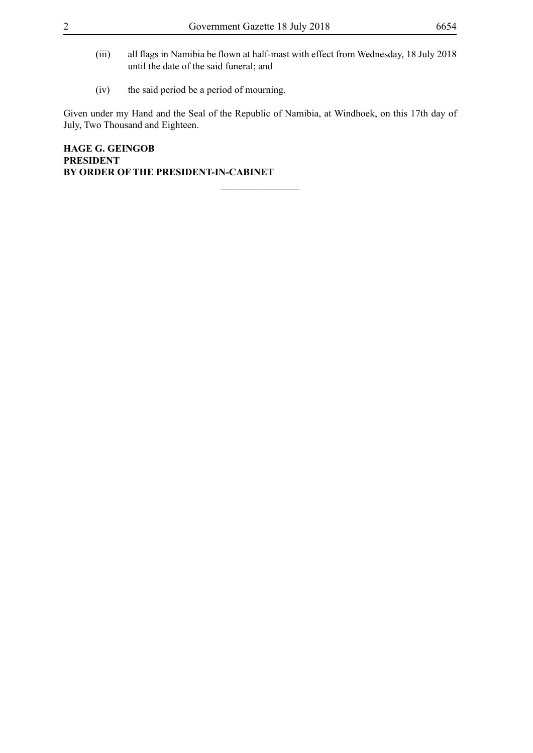(iii) all flags in Namibia be flown at half-mast with effect from Wednesday, 18 July 2018 until the date of the said funeral; and

(iv) the said period be a period of mourning.

Given under my Hand and the Seal of the Republic of Namibia, at Windhoek, on this 17th day of July, Two Thousand and Eighteen.

**HAGE G. GEINGOB**
**PRESIDENT**
**BY ORDER OF THE PRESIDENT-IN-CABINET**

---